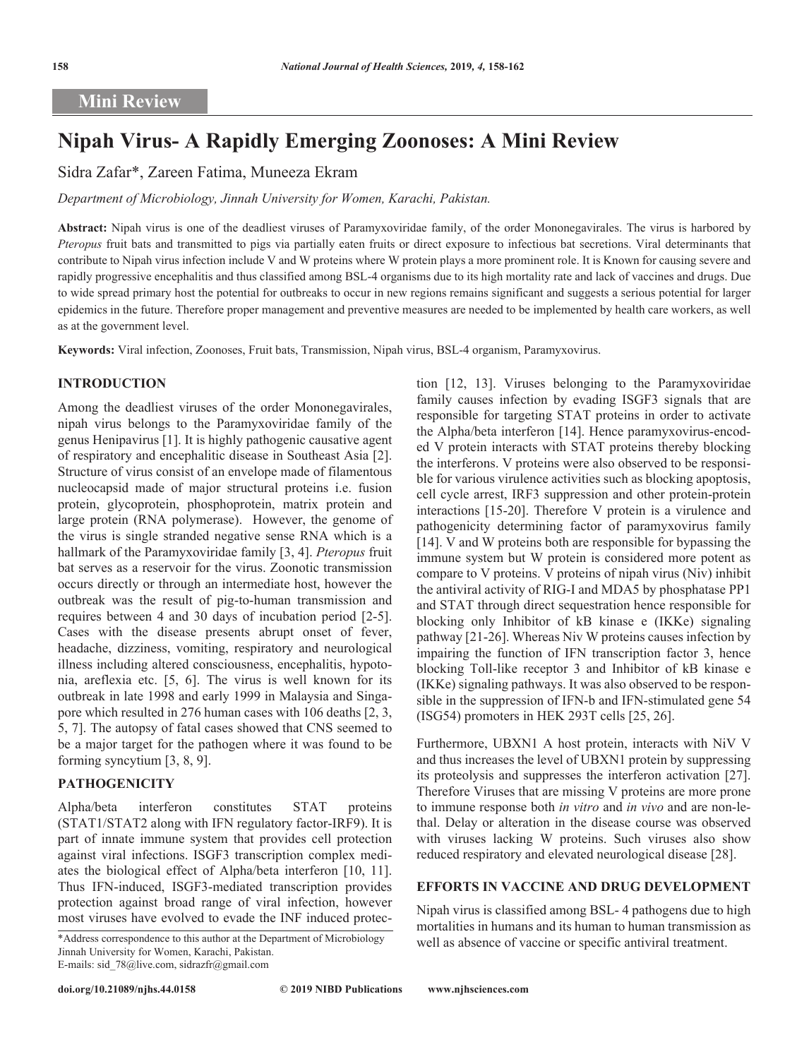**Mini Review**

# Nipah Virus- A Rapidly Emerging Zoonoses: A Mini Review

Sidra Zafar*, Zareen Fatima, Muneeza Ekram

*Department of Microbiology, Jinnah University for Women, Karachi, Pakistan.*

**Abstract:** Nipah virus is one of the deadliest viruses of Paramyxoviridae family, of the order Mononegavirales. The virus is harbored by *Pteropus* fruit bats and transmitted to pigs via partially eaten fruits or direct exposure to infectious bat secretions. Viral determinants that contribute to Nipah virus infection include V and W proteins where W protein plays a more prominent role. It is Known for causing severe and rapidly progressive encephalitis and thus classified among BSL-4 organisms due to its high mortality rate and lack of vaccines and drugs. Due to wide spread primary host the potential for outbreaks to occur in new regions remains significant and suggests a serious potential for larger epidemics in the future. Therefore proper management and preventive measures are needed to be implemented by health care workers, as well as at the government level.

**Keywords:** Viral infection, Zoonoses, Fruit bats, Transmission, Nipah virus, BSL-4 organism, Paramyxovirus.

## INTRODUCTION

Among the deadliest viruses of the order Mononegavirales, nipah virus belongs to the Paramyxoviridae family of the genus Henipavirus [1]. It is highly pathogenic causative agent of respiratory and encephalitic disease in Southeast Asia [2]. Structure of virus consist of an envelope made of filamentous nucleocapsid made of major structural proteins i.e. fusion protein, glycoprotein, phosphoprotein, matrix protein and large protein (RNA polymerase). However, the genome of the virus is single stranded negative sense RNA which is a hallmark of the Paramyxoviridae family [3, 4]. *Pteropus* fruit bat serves as a reservoir for the virus. Zoonotic transmission occurs directly or through an intermediate host, however the outbreak was the result of pig-to-human transmission and requires between 4 and 30 days of incubation period [2-5]. Cases with the disease presents abrupt onset of fever, headache, dizziness, vomiting, respiratory and neurological illness including altered consciousness, encephalitis, hypotonia, areflexia etc. [5, 6]. The virus is well known for its outbreak in late 1998 and early 1999 in Malaysia and Singapore which resulted in 276 human cases with 106 deaths [2, 3, 5, 7]. The autopsy of fatal cases showed that CNS seemed to be a major target for the pathogen where it was found to be forming syncytium [3, 8, 9].

## PATHOGENICITY

Alpha/beta interferon constitutes STAT proteins (STAT1/STAT2 along with IFN regulatory factor-IRF9). It is part of innate immune system that provides cell protection against viral infections. ISGF3 transcription complex mediates the biological effect of Alpha/beta interferon [10, 11]. Thus IFN-induced, ISGF3-mediated transcription provides protection against broad range of viral infection, however most viruses have evolved to evade the INF induced protection [12, 13]. Viruses belonging to the Paramyxoviridae family causes infection by evading ISGF3 signals that are responsible for targeting STAT proteins in order to activate the Alpha/beta interferon [14]. Hence paramyxovirus-encoded V protein interacts with STAT proteins thereby blocking the interferons. V proteins were also observed to be responsible for various virulence activities such as blocking apoptosis, cell cycle arrest, IRF3 suppression and other protein-protein interactions [15-20]. Therefore V protein is a virulence and pathogenicity determining factor of paramyxovirus family [14]. V and W proteins both are responsible for bypassing the immune system but W protein is considered more potent as compare to V proteins. V proteins of nipah virus (Niv) inhibit the antiviral activity of RIG-I and MDA5 by phosphatase PP1 and STAT through direct sequestration hence responsible for blocking only Inhibitor of kB kinase e (IKKe) signaling pathway [21-26]. Whereas Niv W proteins causes infection by impairing the function of IFN transcription factor 3, hence blocking Toll-like receptor 3 and Inhibitor of kB kinase e (IKKe) signaling pathways. It was also observed to be responsible in the suppression of IFN-b and IFN-stimulated gene 54 (ISG54) promoters in HEK 293T cells [25, 26].

Furthermore, UBXN1 A host protein, interacts with NiV V and thus increases the level of UBXN1 protein by suppressing its proteolysis and suppresses the interferon activation [27]. Therefore Viruses that are missing V proteins are more prone to immune response both *in vitro* and *in vivo* and are non-lethal. Delay or alteration in the disease course was observed with viruses lacking W proteins. Such viruses also show reduced respiratory and elevated neurological disease [28].

## EFFORTS IN VACCINE AND DRUG DEVELOPMENT

Nipah virus is classified among BSL- 4 pathogens due to high mortalities in humans and its human to human transmission as well as absence of vaccine or specific antiviral treatment.

*Address correspondence to this author at the Department of Microbiology Jinnah University for Women, Karachi, Pakistan.
E-mails: sid_78@live.com, sidrazfr@gmail.com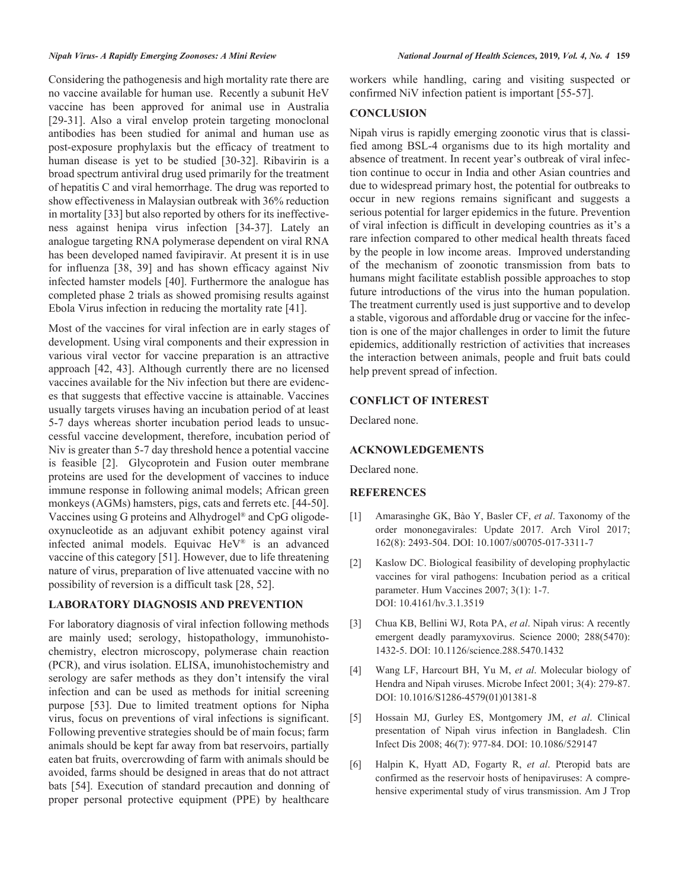Considering the pathogenesis and high mortality rate there are no vaccine available for human use. Recently a subunit HeV vaccine has been approved for animal use in Australia [29-31]. Also a viral envelop protein targeting monoclonal antibodies has been studied for animal and human use as post-exposure prophylaxis but the efficacy of treatment to human disease is yet to be studied [30-32]. Ribavirin is a broad spectrum antiviral drug used primarily for the treatment of hepatitis C and viral hemorrhage. The drug was reported to show effectiveness in Malaysian outbreak with 36% reduction in mortality [33] but also reported by others for its ineffectiveness against henipa virus infection [34-37]. Lately an analogue targeting RNA polymerase dependent on viral RNA has been developed named favipiravir. At present it is in use for influenza [38, 39] and has shown efficacy against Niv infected hamster models [40]. Furthermore the analogue has completed phase 2 trials as showed promising results against Ebola Virus infection in reducing the mortality rate [41].

Most of the vaccines for viral infection are in early stages of development. Using viral components and their expression in various viral vector for vaccine preparation is an attractive approach [42, 43]. Although currently there are no licensed vaccines available for the Niv infection but there are evidences that suggests that effective vaccine is attainable. Vaccines usually targets viruses having an incubation period of at least 5-7 days whereas shorter incubation period leads to unsuccessful vaccine development, therefore, incubation period of Niv is greater than 5-7 day threshold hence a potential vaccine is feasible [2]. Glycoprotein and Fusion outer membrane proteins are used for the development of vaccines to induce immune response in following animal models; African green monkeys (AGMs) hamsters, pigs, cats and ferrets etc. [44-50]. Vaccines using G proteins and Alhydrogel® and CpG oligodeoxynucleotide as an adjuvant exhibit potency against viral infected animal models. Equivac HeV® is an advanced vaccine of this category [51]. However, due to life threatening nature of virus, preparation of live attenuated vaccine with no possibility of reversion is a difficult task [28, 52].

## LABORATORY DIAGNOSIS AND PREVENTION

For laboratory diagnosis of viral infection following methods are mainly used; serology, histopathology, immunohistochemistry, electron microscopy, polymerase chain reaction (PCR), and virus isolation. ELISA, imunohistochemistry and serology are safer methods as they don't intensify the viral infection and can be used as methods for initial screening purpose [53]. Due to limited treatment options for Nipha virus, focus on preventions of viral infections is significant. Following preventive strategies should be of main focus; farm animals should be kept far away from bat reservoirs, partially eaten bat fruits, overcrowding of farm with animals should be avoided, farms should be designed in areas that do not attract bats [54]. Execution of standard precaution and donning of proper personal protective equipment (PPE) by healthcare workers while handling, caring and visiting suspected or confirmed NiV infection patient is important [55-57].

## CONCLUSION

Nipah virus is rapidly emerging zoonotic virus that is classified among BSL-4 organisms due to its high mortality and absence of treatment. In recent year's outbreak of viral infection continue to occur in India and other Asian countries and due to widespread primary host, the potential for outbreaks to occur in new regions remains significant and suggests a serious potential for larger epidemics in the future. Prevention of viral infection is difficult in developing countries as it's a rare infection compared to other medical health threats faced by the people in low income areas. Improved understanding of the mechanism of zoonotic transmission from bats to humans might facilitate establish possible approaches to stop future introductions of the virus into the human population. The treatment currently used is just supportive and to develop a stable, vigorous and affordable drug or vaccine for the infection is one of the major challenges in order to limit the future epidemics, additionally restriction of activities that increases the interaction between animals, people and fruit bats could help prevent spread of infection.

## CONFLICT OF INTEREST

Declared none.

## ACKNOWLEDGEMENTS

Declared none.

## REFERENCES

[1] Amarasinghe GK, Bào Y, Basler CF, *et al*. Taxonomy of the order mononegavirales: Update 2017. Arch Virol 2017; 162(8): 2493-504. DOI: 10.1007/s00705-017-3311-7

[2] Kaslow DC. Biological feasibility of developing prophylactic vaccines for viral pathogens: Incubation period as a critical parameter. Hum Vaccines 2007; 3(1): 1-7. DOI: 10.4161/hv.3.1.3519

[3] Chua KB, Bellini WJ, Rota PA, *et al*. Nipah virus: A recently emergent deadly paramyxovirus. Science 2000; 288(5470): 1432-5. DOI: 10.1126/science.288.5470.1432

[4] Wang LF, Harcourt BH, Yu M, *et al*. Molecular biology of Hendra and Nipah viruses. Microbe Infect 2001; 3(4): 279-87. DOI: 10.1016/S1286-4579(01)01381-8

[5] Hossain MJ, Gurley ES, Montgomery JM, *et al*. Clinical presentation of Nipah virus infection in Bangladesh. Clin Infect Dis 2008; 46(7): 977-84. DOI: 10.1086/529147

[6] Halpin K, Hyatt AD, Fogarty R, *et al*. Pteropid bats are confirmed as the reservoir hosts of henipaviruses: A comprehensive experimental study of virus transmission. Am J Trop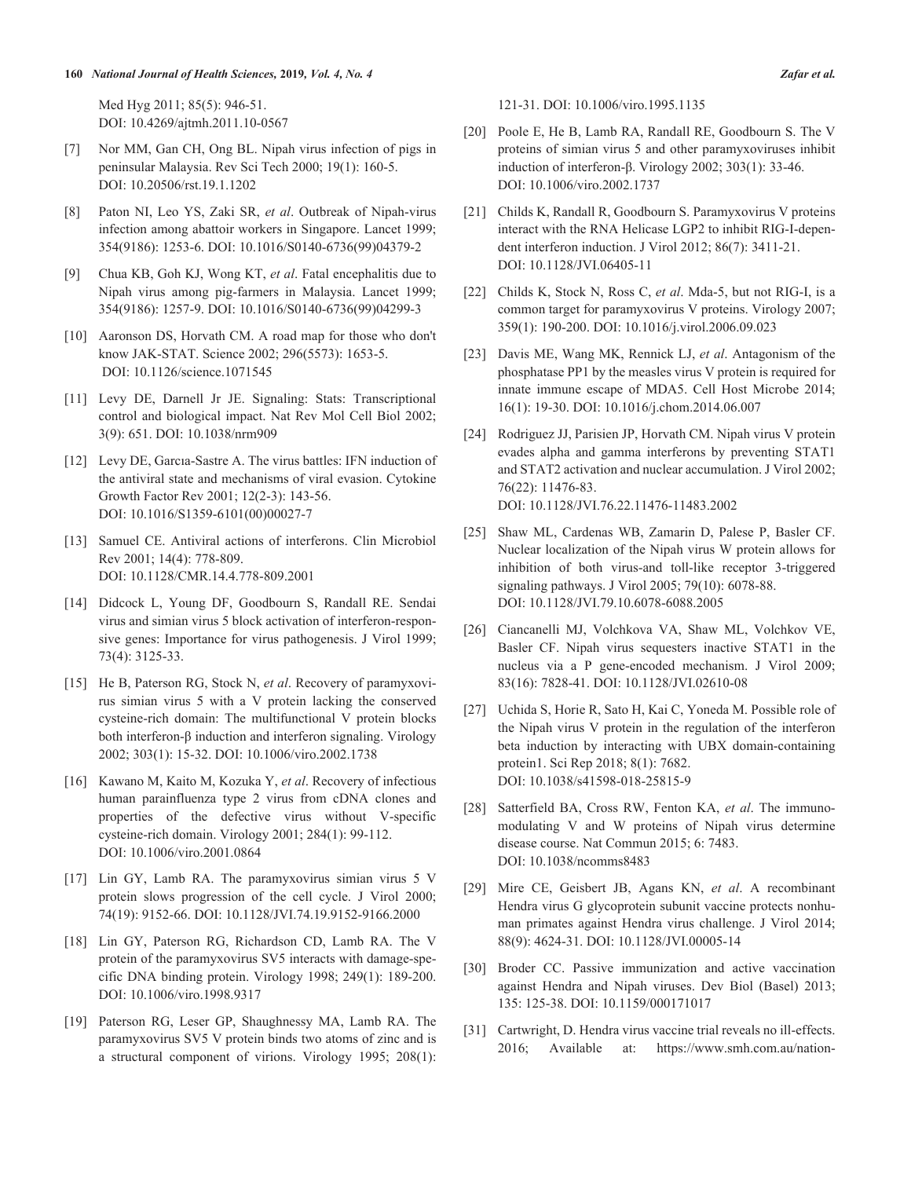Med Hyg 2011; 85(5): 946-51.
DOI: 10.4269/ajtmh.2011.10-0567

[7] Nor MM, Gan CH, Ong BL. Nipah virus infection of pigs in peninsular Malaysia. Rev Sci Tech 2000; 19(1): 160-5. DOI: 10.20506/rst.19.1.1202

[8] Paton NI, Leo YS, Zaki SR, *et al*. Outbreak of Nipah-virus infection among abattoir workers in Singapore. Lancet 1999; 354(9186): 1253-6. DOI: 10.1016/S0140-6736(99)04379-2

[9] Chua KB, Goh KJ, Wong KT, *et al*. Fatal encephalitis due to Nipah virus among pig-farmers in Malaysia. Lancet 1999; 354(9186): 1257-9. DOI: 10.1016/S0140-6736(99)04299-3

[10] Aaronson DS, Horvath CM. A road map for those who don't know JAK-STAT. Science 2002; 296(5573): 1653-5. DOI: 10.1126/science.1071545

[11] Levy DE, Darnell Jr JE. Signaling: Stats: Transcriptional control and biological impact. Nat Rev Mol Cell Biol 2002; 3(9): 651. DOI: 10.1038/nrm909

[12] Levy DE, Garcıa-Sastre A. The virus battles: IFN induction of the antiviral state and mechanisms of viral evasion. Cytokine Growth Factor Rev 2001; 12(2-3): 143-56. DOI: 10.1016/S1359-6101(00)00027-7

[13] Samuel CE. Antiviral actions of interferons. Clin Microbiol Rev 2001; 14(4): 778-809. DOI: 10.1128/CMR.14.4.778-809.2001

[14] Didcock L, Young DF, Goodbourn S, Randall RE. Sendai virus and simian virus 5 block activation of interferon-responsive genes: Importance for virus pathogenesis. J Virol 1999; 73(4): 3125-33.

[15] He B, Paterson RG, Stock N, *et al*. Recovery of paramyxovirus simian virus 5 with a V protein lacking the conserved cysteine-rich domain: The multifunctional V protein blocks both interferon-β induction and interferon signaling. Virology 2002; 303(1): 15-32. DOI: 10.1006/viro.2002.1738

[16] Kawano M, Kaito M, Kozuka Y, *et al*. Recovery of infectious human parainfluenza type 2 virus from cDNA clones and properties of the defective virus without V-specific cysteine-rich domain. Virology 2001; 284(1): 99-112. DOI: 10.1006/viro.2001.0864

[17] Lin GY, Lamb RA. The paramyxovirus simian virus 5 V protein slows progression of the cell cycle. J Virol 2000; 74(19): 9152-66. DOI: 10.1128/JVI.74.19.9152-9166.2000

[18] Lin GY, Paterson RG, Richardson CD, Lamb RA. The V protein of the paramyxovirus SV5 interacts with damage-specific DNA binding protein. Virology 1998; 249(1): 189-200. DOI: 10.1006/viro.1998.9317

[19] Paterson RG, Leser GP, Shaughnessy MA, Lamb RA. The paramyxovirus SV5 V protein binds two atoms of zinc and is a structural component of virions. Virology 1995; 208(1): 121-31. DOI: 10.1006/viro.1995.1135

[20] Poole E, He B, Lamb RA, Randall RE, Goodbourn S. The V proteins of simian virus 5 and other paramyxoviruses inhibit induction of interferon-β. Virology 2002; 303(1): 33-46. DOI: 10.1006/viro.2002.1737

[21] Childs K, Randall R, Goodbourn S. Paramyxovirus V proteins interact with the RNA Helicase LGP2 to inhibit RIG-I-dependent interferon induction. J Virol 2012; 86(7): 3411-21. DOI: 10.1128/JVI.06405-11

[22] Childs K, Stock N, Ross C, *et al*. Mda-5, but not RIG-I, is a common target for paramyxovirus V proteins. Virology 2007; 359(1): 190-200. DOI: 10.1016/j.virol.2006.09.023

[23] Davis ME, Wang MK, Rennick LJ, *et al*. Antagonism of the phosphatase PP1 by the measles virus V protein is required for innate immune escape of MDA5. Cell Host Microbe 2014; 16(1): 19-30. DOI: 10.1016/j.chom.2014.06.007

[24] Rodriguez JJ, Parisien JP, Horvath CM. Nipah virus V protein evades alpha and gamma interferons by preventing STAT1 and STAT2 activation and nuclear accumulation. J Virol 2002; 76(22): 11476-83. DOI: 10.1128/JVI.76.22.11476-11483.2002

[25] Shaw ML, Cardenas WB, Zamarin D, Palese P, Basler CF. Nuclear localization of the Nipah virus W protein allows for inhibition of both virus-and toll-like receptor 3-triggered signaling pathways. J Virol 2005; 79(10): 6078-88. DOI: 10.1128/JVI.79.10.6078-6088.2005

[26] Ciancanelli MJ, Volchkova VA, Shaw ML, Volchkov VE, Basler CF. Nipah virus sequesters inactive STAT1 in the nucleus via a P gene-encoded mechanism. J Virol 2009; 83(16): 7828-41. DOI: 10.1128/JVI.02610-08

[27] Uchida S, Horie R, Sato H, Kai C, Yoneda M. Possible role of the Nipah virus V protein in the regulation of the interferon beta induction by interacting with UBX domain-containing protein1. Sci Rep 2018; 8(1): 7682. DOI: 10.1038/s41598-018-25815-9

[28] Satterfield BA, Cross RW, Fenton KA, *et al*. The immunomodulating V and W proteins of Nipah virus determine disease course. Nat Commun 2015; 6: 7483. DOI: 10.1038/ncomms8483

[29] Mire CE, Geisbert JB, Agans KN, *et al*. A recombinant Hendra virus G glycoprotein subunit vaccine protects nonhuman primates against Hendra virus challenge. J Virol 2014; 88(9): 4624-31. DOI: 10.1128/JVI.00005-14

[30] Broder CC. Passive immunization and active vaccination against Hendra and Nipah viruses. Dev Biol (Basel) 2013; 135: 125-38. DOI: 10.1159/000171017

[31] Cartwright, D. Hendra virus vaccine trial reveals no ill-effects. 2016; Available at: https://www.smh.com.au/nation-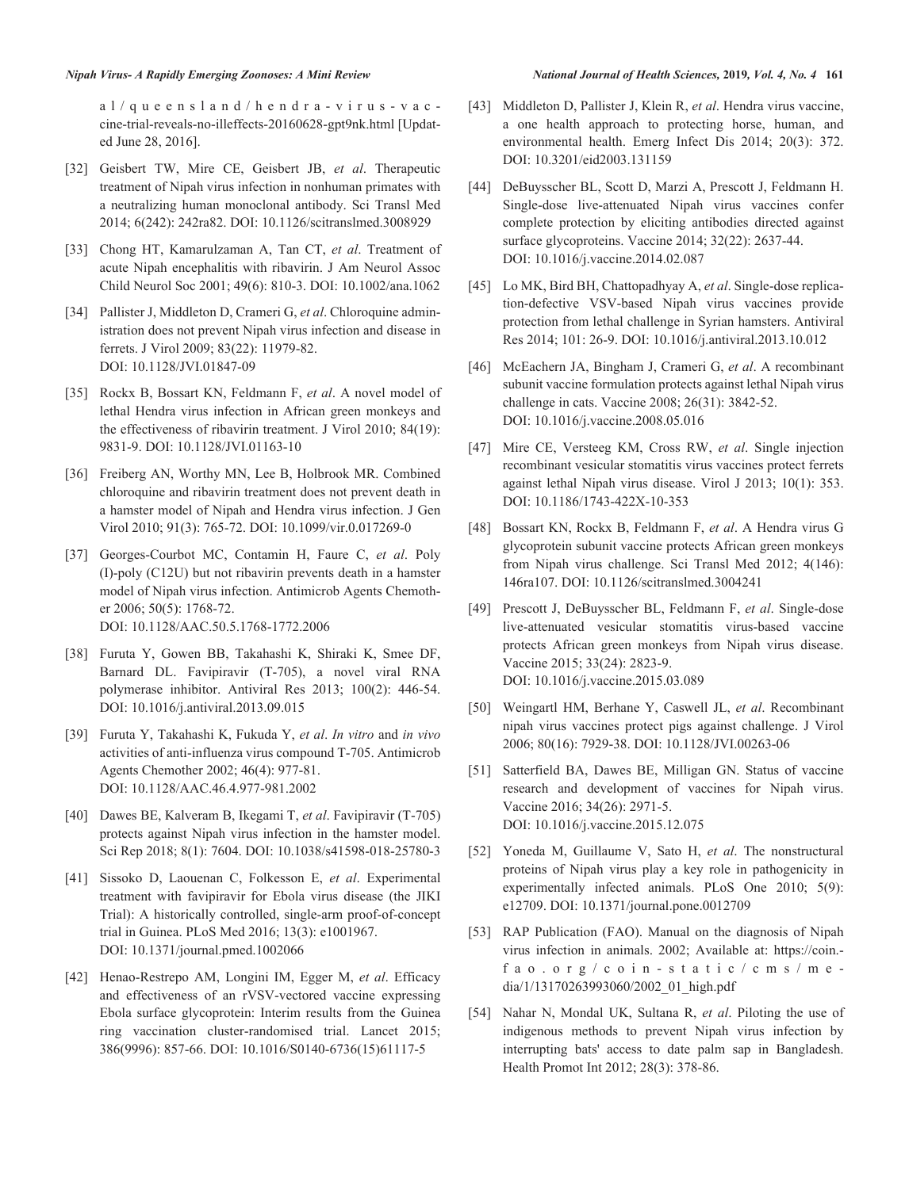al/queensland/hendra-virus-vaccine-trial-reveals-no-illeffects-20160628-gpt9nk.html [Updated June 28, 2016].

[32] Geisbert TW, Mire CE, Geisbert JB, *et al*. Therapeutic treatment of Nipah virus infection in nonhuman primates with a neutralizing human monoclonal antibody. Sci Transl Med 2014; 6(242): 242ra82. DOI: 10.1126/scitranslmed.3008929

[33] Chong HT, Kamarulzaman A, Tan CT, *et al*. Treatment of acute Nipah encephalitis with ribavirin. J Am Neurol Assoc Child Neurol Soc 2001; 49(6): 810-3. DOI: 10.1002/ana.1062

[34] Pallister J, Middleton D, Crameri G, *et al*. Chloroquine administration does not prevent Nipah virus infection and disease in ferrets. J Virol 2009; 83(22): 11979-82. DOI: 10.1128/JVI.01847-09

[35] Rockx B, Bossart KN, Feldmann F, *et al*. A novel model of lethal Hendra virus infection in African green monkeys and the effectiveness of ribavirin treatment. J Virol 2010; 84(19): 9831-9. DOI: 10.1128/JVI.01163-10

[36] Freiberg AN, Worthy MN, Lee B, Holbrook MR. Combined chloroquine and ribavirin treatment does not prevent death in a hamster model of Nipah and Hendra virus infection. J Gen Virol 2010; 91(3): 765-72. DOI: 10.1099/vir.0.017269-0

[37] Georges-Courbot MC, Contamin H, Faure C, *et al*. Poly (I)-poly (C12U) but not ribavirin prevents death in a hamster model of Nipah virus infection. Antimicrob Agents Chemother 2006; 50(5): 1768-72. DOI: 10.1128/AAC.50.5.1768-1772.2006

[38] Furuta Y, Gowen BB, Takahashi K, Shiraki K, Smee DF, Barnard DL. Favipiravir (T-705), a novel viral RNA polymerase inhibitor. Antiviral Res 2013; 100(2): 446-54. DOI: 10.1016/j.antiviral.2013.09.015

[39] Furuta Y, Takahashi K, Fukuda Y, *et al*. *In vitro* and *in vivo* activities of anti-influenza virus compound T-705. Antimicrob Agents Chemother 2002; 46(4): 977-81. DOI: 10.1128/AAC.46.4.977-981.2002

[40] Dawes BE, Kalveram B, Ikegami T, *et al*. Favipiravir (T-705) protects against Nipah virus infection in the hamster model. Sci Rep 2018; 8(1): 7604. DOI: 10.1038/s41598-018-25780-3

[41] Sissoko D, Laouenan C, Folkesson E, *et al*. Experimental treatment with favipiravir for Ebola virus disease (the JIKI Trial): A historically controlled, single-arm proof-of-concept trial in Guinea. PLoS Med 2016; 13(3): e1001967. DOI: 10.1371/journal.pmed.1002066

[42] Henao-Restrepo AM, Longini IM, Egger M, *et al*. Efficacy and effectiveness of an rVSV-vectored vaccine expressing Ebola surface glycoprotein: Interim results from the Guinea ring vaccination cluster-randomised trial. Lancet 2015; 386(9996): 857-66. DOI: 10.1016/S0140-6736(15)61117-5

[43] Middleton D, Pallister J, Klein R, *et al*. Hendra virus vaccine, a one health approach to protecting horse, human, and environmental health. Emerg Infect Dis 2014; 20(3): 372. DOI: 10.3201/eid2003.131159

[44] DeBuysscher BL, Scott D, Marzi A, Prescott J, Feldmann H. Single-dose live-attenuated Nipah virus vaccines confer complete protection by eliciting antibodies directed against surface glycoproteins. Vaccine 2014; 32(22): 2637-44. DOI: 10.1016/j.vaccine.2014.02.087

[45] Lo MK, Bird BH, Chattopadhyay A, *et al*. Single-dose replication-defective VSV-based Nipah virus vaccines provide protection from lethal challenge in Syrian hamsters. Antiviral Res 2014; 101: 26-9. DOI: 10.1016/j.antiviral.2013.10.012

[46] McEachern JA, Bingham J, Crameri G, *et al*. A recombinant subunit vaccine formulation protects against lethal Nipah virus challenge in cats. Vaccine 2008; 26(31): 3842-52. DOI: 10.1016/j.vaccine.2008.05.016

[47] Mire CE, Versteeg KM, Cross RW, *et al*. Single injection recombinant vesicular stomatitis virus vaccines protect ferrets against lethal Nipah virus disease. Virol J 2013; 10(1): 353. DOI: 10.1186/1743-422X-10-353

[48] Bossart KN, Rockx B, Feldmann F, *et al*. A Hendra virus G glycoprotein subunit vaccine protects African green monkeys from Nipah virus challenge. Sci Transl Med 2012; 4(146): 146ra107. DOI: 10.1126/scitranslmed.3004241

[49] Prescott J, DeBuysscher BL, Feldmann F, *et al*. Single-dose live-attenuated vesicular stomatitis virus-based vaccine protects African green monkeys from Nipah virus disease. Vaccine 2015; 33(24): 2823-9. DOI: 10.1016/j.vaccine.2015.03.089

[50] Weingartl HM, Berhane Y, Caswell JL, *et al*. Recombinant nipah virus vaccines protect pigs against challenge. J Virol 2006; 80(16): 7929-38. DOI: 10.1128/JVI.00263-06

[51] Satterfield BA, Dawes BE, Milligan GN. Status of vaccine research and development of vaccines for Nipah virus. Vaccine 2016; 34(26): 2971-5. DOI: 10.1016/j.vaccine.2015.12.075

[52] Yoneda M, Guillaume V, Sato H, *et al*. The nonstructural proteins of Nipah virus play a key role in pathogenicity in experimentally infected animals. PLoS One 2010; 5(9): e12709. DOI: 10.1371/journal.pone.0012709

[53] RAP Publication (FAO). Manual on the diagnosis of Nipah virus infection in animals. 2002; Available at: https://coin.fao.org/coin-static/cms/media/1/13170263993060/2002_01_high.pdf

[54] Nahar N, Mondal UK, Sultana R, *et al*. Piloting the use of indigenous methods to prevent Nipah virus infection by interrupting bats' access to date palm sap in Bangladesh. Health Promot Int 2012; 28(3): 378-86.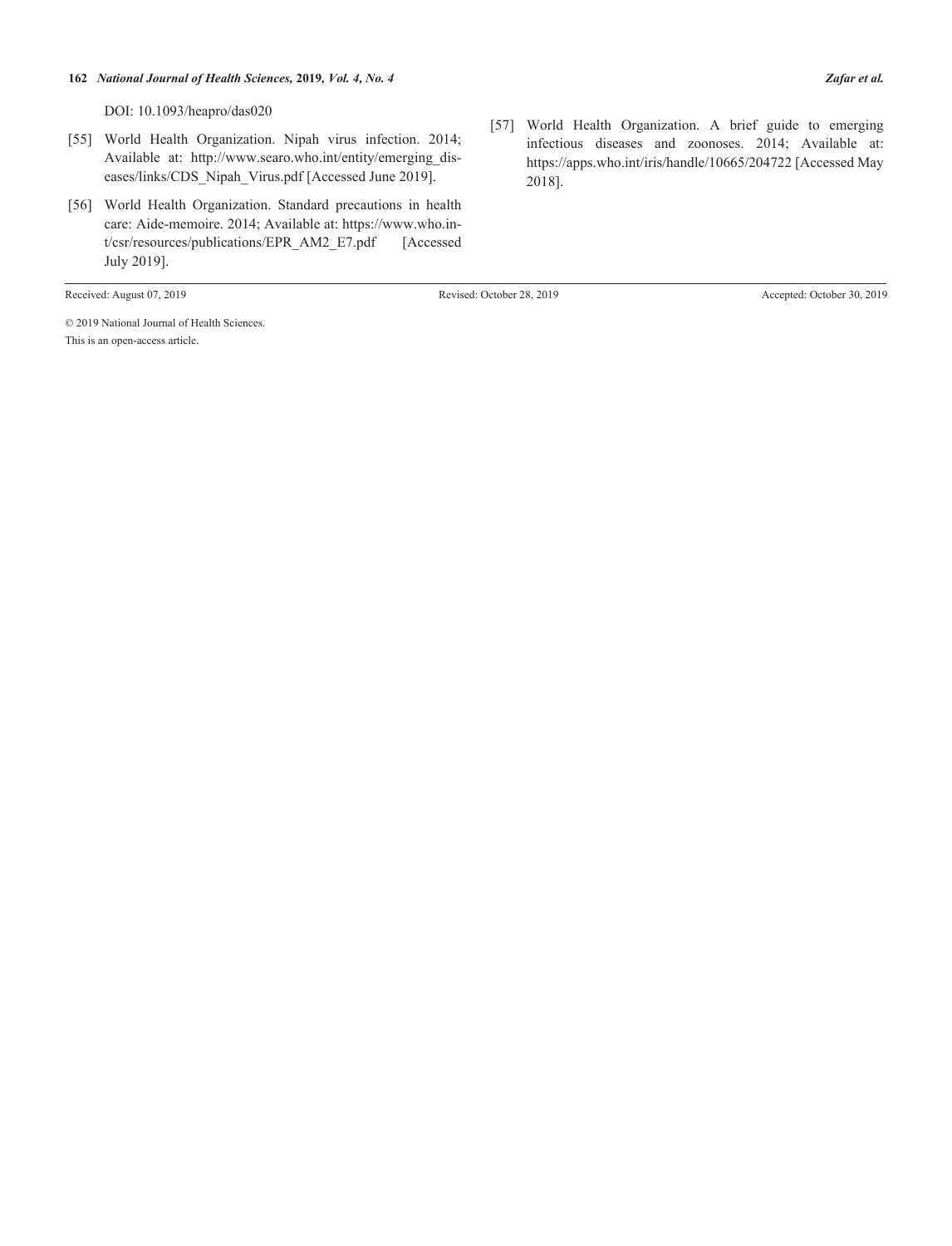DOI: 10.1093/heapro/das020

[55] World Health Organization. Nipah virus infection. 2014; Available at: http://www.searo.who.int/entity/emerging_diseases/links/CDS_Nipah_Virus.pdf [Accessed June 2019].

[56] World Health Organization. Standard precautions in health care: Aide-memoire. 2014; Available at: https://www.who.int/csr/resources/publications/EPR_AM2_E7.pdf [Accessed July 2019].

[57] World Health Organization. A brief guide to emerging infectious diseases and zoonoses. 2014; Available at: https://apps.who.int/iris/handle/10665/204722 [Accessed May 2018].

Received: August 07, 2019 Revised: October 28, 2019 Accepted: October 30, 2019

© 2019 National Journal of Health Sciences.

This is an open-access article.